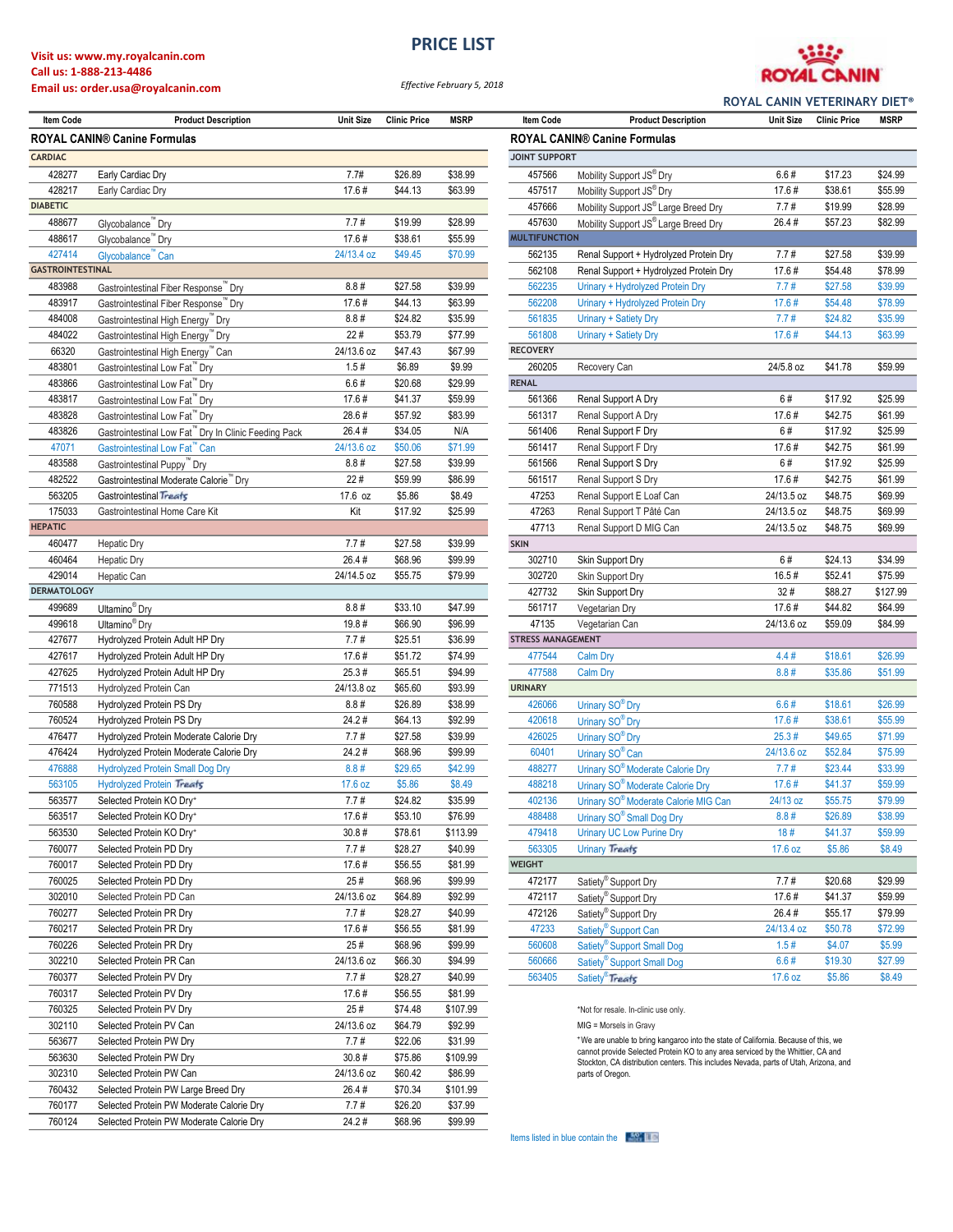Visit us: www.my.royalcanin.com
Call us: 1-888-213-4486
Email us: order.usa@royalcanin.com

# PRICE LIST

*Effective February 5, 2018*

ROYAL CANIN VETERINARY DIET®

| Item Code | Product Description | Unit Size | Clinic Price | MSRP |
|---|---|---|---|---|
| **ROYAL CANIN® Canine Formulas** | | | | |
| **CARDIAC** | | | | |
| 428277 | Early Cardiac Dry | 7.7# | $26.89 | $38.99 |
| 428217 | Early Cardiac Dry | 17.6 # | $44.13 | $63.99 |
| **DIABETIC** | | | | |
| 488677 | Glycobalance™ Dry | 7.7 # | $19.99 | $28.99 |
| 488617 | Glycobalance™ Dry | 17.6 # | $38.61 | $55.99 |
| 427414 | Glycobalance™ Can | 24/13.4 oz | $49.45 | $70.99 |
| **GASTROINTESTINAL** | | | | |
| 483988 | Gastrointestinal Fiber Response™ Dry | 8.8 # | $27.58 | $39.99 |
| 483917 | Gastrointestinal Fiber Response™ Dry | 17.6 # | $44.13 | $63.99 |
| 484008 | Gastrointestinal High Energy™ Dry | 8.8 # | $24.82 | $35.99 |
| 484022 | Gastrointestinal High Energy™ Dry | 22 # | $53.79 | $77.99 |
| 66320 | Gastrointestinal High Energy™ Can | 24/13.6 oz | $47.43 | $67.99 |
| 483801 | Gastrointestinal Low Fat™ Dry | 1.5 # | $6.89 | $9.99 |
| 483866 | Gastrointestinal Low Fat™ Dry | 6.6 # | $20.68 | $29.99 |
| 483817 | Gastrointestinal Low Fat™ Dry | 17.6 # | $41.37 | $59.99 |
| 483828 | Gastrointestinal Low Fat™ Dry | 28.6 # | $57.92 | $83.99 |
| 483826 | Gastrointestinal Low Fat™ Dry In Clinic Feeding Pack | 26.4 # | $34.05 | N/A |
| 47071 | Gastrointestinal Low Fat™ Can | 24/13.6 oz | $50.06 | $71.99 |
| 483588 | Gastrointestinal Puppy™ Dry | 8.8 # | $27.58 | $39.99 |
| 482522 | Gastrointestinal Moderate Calorie™ Dry | 22 # | $59.99 | $86.99 |
| 563205 | Gastrointestinal Treats | 17.6 oz | $5.86 | $8.49 |
| 175033 | Gastrointestinal Home Care Kit | Kit | $17.92 | $25.99 |
| **HEPATIC** | | | | |
| 460477 | Hepatic Dry | 7.7 # | $27.58 | $39.99 |
| 460464 | Hepatic Dry | 26.4 # | $68.96 | $99.99 |
| 429014 | Hepatic Can | 24/14.5 oz | $55.75 | $79.99 |
| **DERMATOLOGY** | | | | |
| 499689 | Ultamino® Dry | 8.8 # | $33.10 | $47.99 |
| 499618 | Ultamino® Dry | 19.8 # | $66.90 | $96.99 |
| 427677 | Hydrolyzed Protein Adult HP Dry | 7.7 # | $25.51 | $36.99 |
| 427617 | Hydrolyzed Protein Adult HP Dry | 17.6 # | $51.72 | $74.99 |
| 427625 | Hydrolyzed Protein Adult HP Dry | 25.3 # | $65.51 | $94.99 |
| 771513 | Hydrolyzed Protein Can | 24/13.8 oz | $65.60 | $93.99 |
| 760588 | Hydrolyzed Protein PS Dry | 8.8 # | $26.89 | $38.99 |
| 760524 | Hydrolyzed Protein PS Dry | 24.2 # | $64.13 | $92.99 |
| 476477 | Hydrolyzed Protein Moderate Calorie Dry | 7.7 # | $27.58 | $39.99 |
| 476424 | Hydrolyzed Protein Moderate Calorie Dry | 24.2 # | $68.96 | $99.99 |
| 476888 | Hydrolyzed Protein Small Dog Dry | 8.8 # | $29.65 | $42.99 |
| 563105 | Hydrolyzed Protein Treats | 17.6 oz | $5.86 | $8.49 |
| 563577 | Selected Protein KO Dry+ | 7.7 # | $24.82 | $35.99 |
| 563517 | Selected Protein KO Dry+ | 17.6 # | $53.10 | $76.99 |
| 563530 | Selected Protein KO Dry+ | 30.8 # | $78.61 | $113.99 |
| 760077 | Selected Protein PD Dry | 7.7 # | $28.27 | $40.99 |
| 760017 | Selected Protein PD Dry | 17.6 # | $56.55 | $81.99 |
| 760025 | Selected Protein PD Dry | 25 # | $68.96 | $99.99 |
| 302010 | Selected Protein PD Can | 24/13.6 oz | $64.89 | $92.99 |
| 760277 | Selected Protein PR Dry | 7.7 # | $28.27 | $40.99 |
| 760217 | Selected Protein PR Dry | 17.6 # | $56.55 | $81.99 |
| 760226 | Selected Protein PR Dry | 25 # | $68.96 | $99.99 |
| 302210 | Selected Protein PR Can | 24/13.6 oz | $66.30 | $94.99 |
| 760377 | Selected Protein PV Dry | 7.7 # | $28.27 | $40.99 |
| 760317 | Selected Protein PV Dry | 17.6 # | $56.55 | $81.99 |
| 760325 | Selected Protein PV Dry | 25 # | $74.48 | $107.99 |
| 302110 | Selected Protein PV Can | 24/13.6 oz | $64.79 | $92.99 |
| 563677 | Selected Protein PW Dry | 7.7 # | $22.06 | $31.99 |
| 563630 | Selected Protein PW Dry | 30.8 # | $75.86 | $109.99 |
| 302310 | Selected Protein PW Can | 24/13.6 oz | $60.42 | $86.99 |
| 760432 | Selected Protein PW Large Breed Dry | 26.4 # | $70.34 | $101.99 |
| 760177 | Selected Protein PW Moderate Calorie Dry | 7.7 # | $26.20 | $37.99 |
| 760124 | Selected Protein PW Moderate Calorie Dry | 24.2 # | $68.96 | $99.99 |

| Item Code | Product Description | Unit Size | Clinic Price | MSRP |
|---|---|---|---|---|
| **ROYAL CANIN® Canine Formulas** | | | | |
| **JOINT SUPPORT** | | | | |
| 457566 | Mobility Support JS® Dry | 6.6 # | $17.23 | $24.99 |
| 457517 | Mobility Support JS® Dry | 17.6 # | $38.61 | $55.99 |
| 457666 | Mobility Support JS® Large Breed Dry | 7.7 # | $19.99 | $28.99 |
| 457630 | Mobility Support JS® Large Breed Dry | 26.4 # | $57.23 | $82.99 |
| **MULTIFUNCTION** | | | | |
| 562135 | Renal Support + Hydrolyzed Protein Dry | 7.7 # | $27.58 | $39.99 |
| 562108 | Renal Support + Hydrolyzed Protein Dry | 17.6 # | $54.48 | $78.99 |
| 562235 | Urinary + Hydrolyzed Protein Dry | 7.7 # | $27.58 | $39.99 |
| 562208 | Urinary + Hydrolyzed Protein Dry | 17.6 # | $54.48 | $78.99 |
| 561835 | Urinary + Satiety Dry | 7.7 # | $24.82 | $35.99 |
| 561808 | Urinary + Satiety Dry | 17.6 # | $44.13 | $63.99 |
| **RECOVERY** | | | | |
| 260205 | Recovery Can | 24/5.8 oz | $41.78 | $59.99 |
| **RENAL** | | | | |
| 561366 | Renal Support A Dry | 6 # | $17.92 | $25.99 |
| 561317 | Renal Support A Dry | 17.6 # | $42.75 | $61.99 |
| 561406 | Renal Support F Dry | 6 # | $17.92 | $25.99 |
| 561417 | Renal Support F Dry | 17.6 # | $42.75 | $61.99 |
| 561566 | Renal Support S Dry | 6 # | $17.92 | $25.99 |
| 561517 | Renal Support S Dry | 17.6 # | $42.75 | $61.99 |
| 47253 | Renal Support E Loaf Can | 24/13.5 oz | $48.75 | $69.99 |
| 47263 | Renal Support T Pâté Can | 24/13.5 oz | $48.75 | $69.99 |
| 47713 | Renal Support D MIG Can | 24/13.5 oz | $48.75 | $69.99 |
| **SKIN** | | | | |
| 302710 | Skin Support Dry | 6 # | $24.13 | $34.99 |
| 302720 | Skin Support Dry | 16.5 # | $52.41 | $75.99 |
| 427732 | Skin Support Dry | 32 # | $88.27 | $127.99 |
| 561717 | Vegetarian Dry | 17.6 # | $44.82 | $64.99 |
| 47135 | Vegetarian Can | 24/13.6 oz | $59.09 | $84.99 |
| **STRESS MANAGEMENT** | | | | |
| 477544 | Calm Dry | 4.4 # | $18.61 | $26.99 |
| 477588 | Calm Dry | 8.8 # | $35.86 | $51.99 |
| **URINARY** | | | | |
| 426066 | Urinary SO® Dry | 6.6 # | $18.61 | $26.99 |
| 420618 | Urinary SO® Dry | 17.6 # | $38.61 | $55.99 |
| 426025 | Urinary SO® Dry | 25.3 # | $49.65 | $71.99 |
| 60401 | Urinary SO® Can | 24/13.6 oz | $52.84 | $75.99 |
| 488277 | Urinary SO® Moderate Calorie Dry | 7.7 # | $23.44 | $33.99 |
| 488218 | Urinary SO® Moderate Calorie Dry | 17.6 # | $41.37 | $59.99 |
| 402136 | Urinary SO® Moderate Calorie MIG Can | 24/13 oz | $55.75 | $79.99 |
| 488488 | Urinary SO® Small Dog Dry | 8.8 # | $26.89 | $38.99 |
| 479418 | Urinary UC Low Purine Dry | 18 # | $41.37 | $59.99 |
| 563305 | Urinary Treats | 17.6 oz | $5.86 | $8.49 |
| **WEIGHT** | | | | |
| 472177 | Satiety® Support Dry | 7.7 # | $20.68 | $29.99 |
| 472117 | Satiety® Support Dry | 17.6 # | $41.37 | $59.99 |
| 472126 | Satiety® Support Dry | 26.4 # | $55.17 | $79.99 |
| 47233 | Satiety® Support Can | 24/13.4 oz | $50.78 | $72.99 |
| 560608 | Satiety® Support Small Dog | 1.5 # | $4.07 | $5.99 |
| 560666 | Satiety® Support Small Dog | 6.6 # | $19.30 | $27.99 |
| 563405 | Satiety® Treats | 17.6 oz | $5.86 | $8.49 |

*Not for resale. In-clinic use only.

MIG = Morsels in Gravy

+We are unable to bring kangaroo into the state of California. Because of this, we cannot provide Selected Protein KO to any area serviced by the Whittier, CA and Stockton, CA distribution centers. This includes Nevada, parts of Utah, Arizona, and parts of Oregon.

Items listed in blue contain the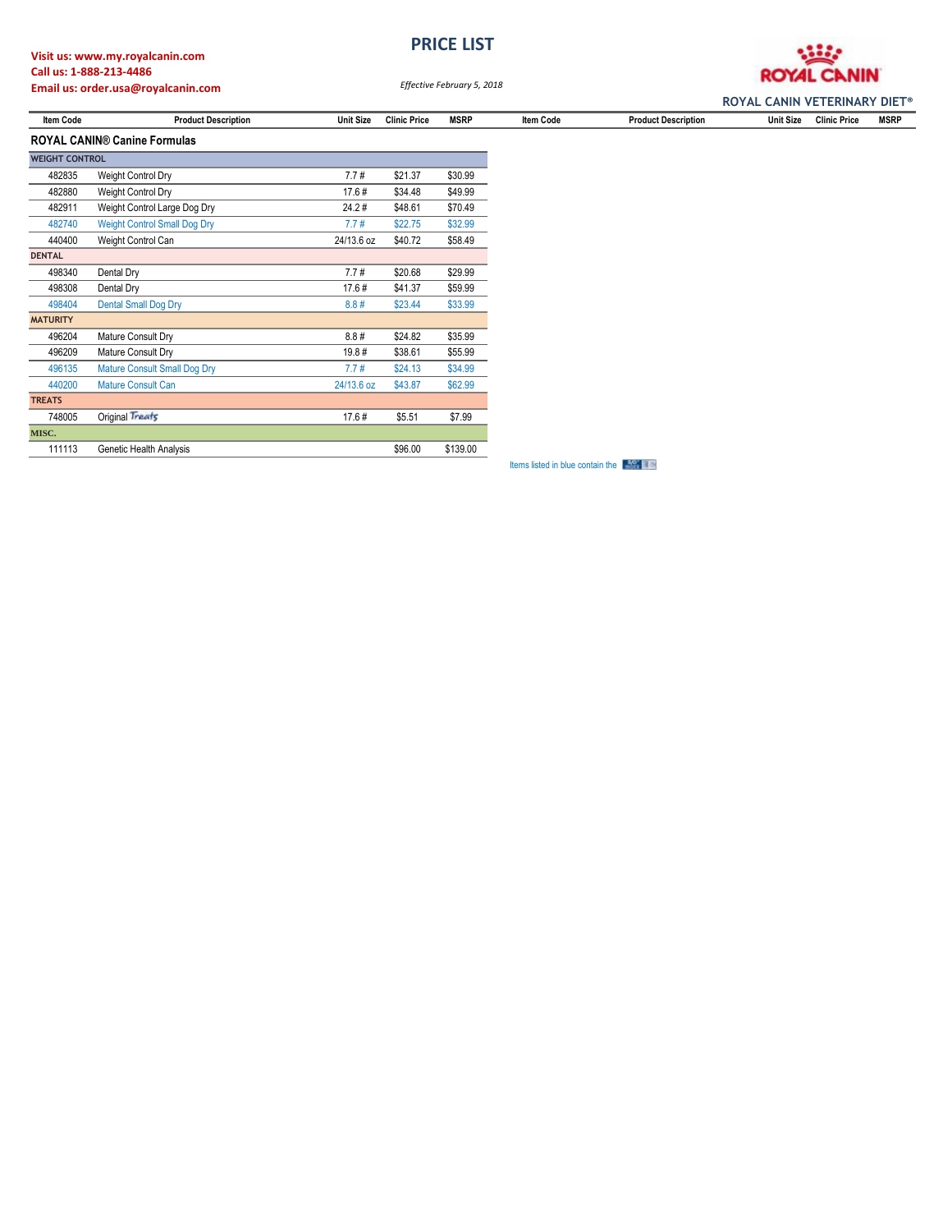Visit us: www.my.royalcanin.com
Call us: 1-888-213-4486
Email us: order.usa@royalcanin.com

# PRICE LIST

*Effective February 5, 2018*

ROYAL CANIN VETERINARY DIET®

## ROYAL CANIN® Canine Formulas

| Item Code | Product Description | Unit Size | Clinic Price | MSRP |
|---|---|---|---|---|
| **WEIGHT CONTROL** | | | | |
| 482835 | Weight Control Dry | 7.7 # | $21.37 | $30.99 |
| 482880 | Weight Control Dry | 17.6 # | $34.48 | $49.99 |
| 482911 | Weight Control Large Dog Dry | 24.2 # | $48.61 | $70.49 |
| 482740 | Weight Control Small Dog Dry | 7.7 # | $22.75 | $32.99 |
| 440400 | Weight Control Can | 24/13.6 oz | $40.72 | $58.49 |
| **DENTAL** | | | | |
| 498340 | Dental Dry | 7.7 # | $20.68 | $29.99 |
| 498308 | Dental Dry | 17.6 # | $41.37 | $59.99 |
| 498404 | Dental Small Dog Dry | 8.8 # | $23.44 | $33.99 |
| **MATURITY** | | | | |
| 496204 | Mature Consult Dry | 8.8 # | $24.82 | $35.99 |
| 496209 | Mature Consult Dry | 19.8 # | $38.61 | $55.99 |
| 496135 | Mature Consult Small Dog Dry | 7.7 # | $24.13 | $34.99 |
| 440200 | Mature Consult Can | 24/13.6 oz | $43.87 | $62.99 |
| **TREATS** | | | | |
| 748005 | Original Treats | 17.6 # | $5.51 | $7.99 |
| **MISC.** | | | | |
| 111113 | Genetic Health Analysis | | $96.00 | $139.00 |

Items listed in blue contain the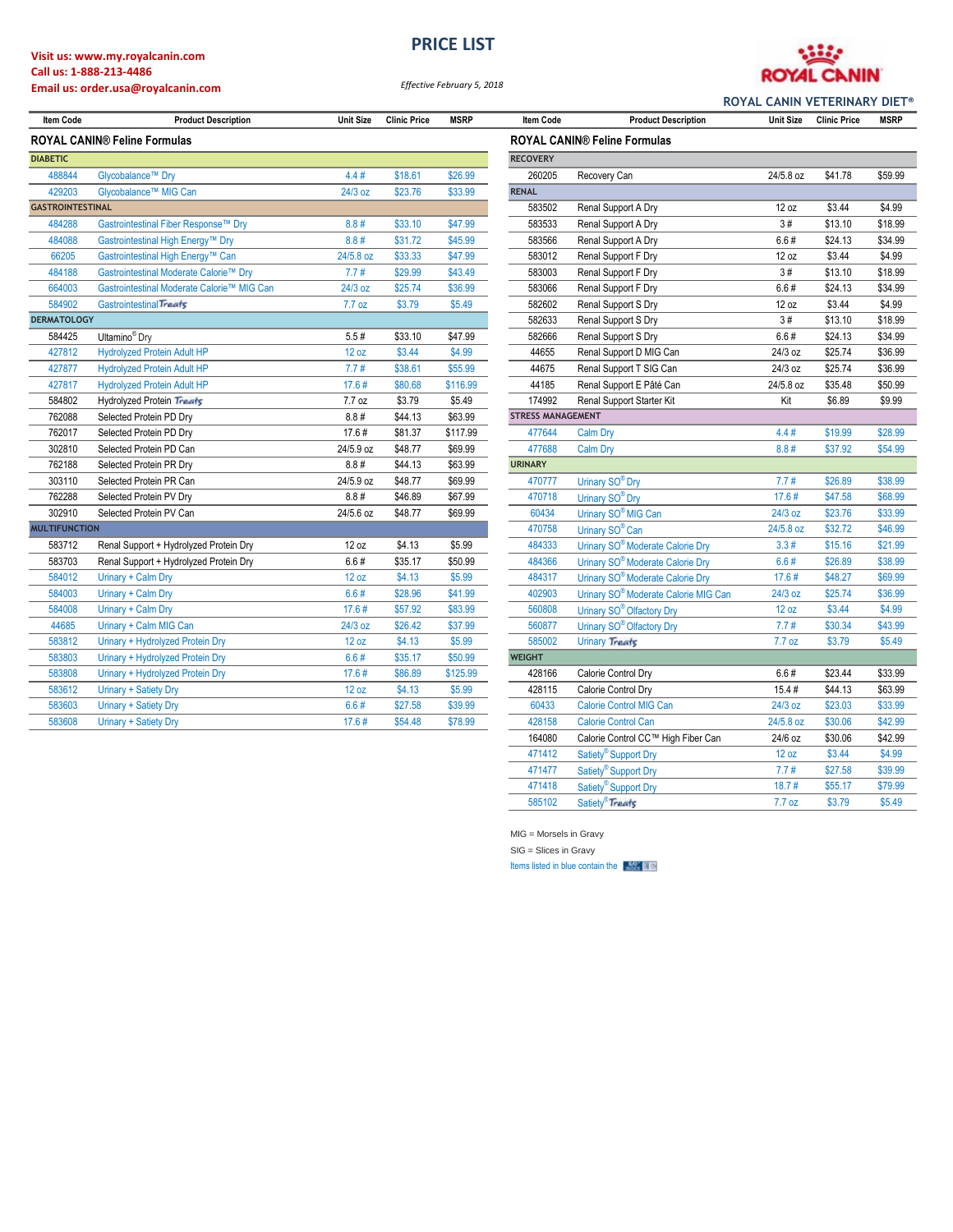# PRICE LIST

Visit us: www.my.royalcanin.com
Call us: 1-888-213-4486
Email us: order.usa@royalcanin.com

*Effective February 5, 2018*

ROYAL CANIN VETERINARY DIET®

## ROYAL CANIN® Feline Formulas

| Item Code | Product Description | Unit Size | Clinic Price | MSRP |
|---|---|---|---|---|
| **DIABETIC** | | | | |
| 488844 | Glycobalance™ Dry | 4.4 # | $18.61 | $26.99 |
| 429203 | Glycobalance™ MIG Can | 24/3 oz | $23.76 | $33.99 |
| **GASTROINTESTINAL** | | | | |
| 484288 | Gastrointestinal Fiber Response™ Dry | 8.8 # | $33.10 | $47.99 |
| 484088 | Gastrointestinal High Energy™ Dry | 8.8 # | $31.72 | $45.99 |
| 66205 | Gastrointestinal High Energy™ Can | 24/5.8 oz | $33.33 | $47.99 |
| 484188 | Gastrointestinal Moderate Calorie™ Dry | 7.7 # | $29.99 | $43.49 |
| 664003 | Gastrointestinal Moderate Calorie™ MIG Can | 24/3 oz | $25.74 | $36.99 |
| 584902 | Gastrointestinal Treats | 7.7 oz | $3.79 | $5.49 |
| **DERMATOLOGY** | | | | |
| 584425 | Ultamino® Dry | 5.5 # | $33.10 | $47.99 |
| 427812 | Hydrolyzed Protein Adult HP | 12 oz | $3.44 | $4.99 |
| 427877 | Hydrolyzed Protein Adult HP | 7.7 # | $38.61 | $55.99 |
| 427817 | Hydrolyzed Protein Adult HP | 17.6 # | $80.68 | $116.99 |
| 584802 | Hydrolyzed Protein Treats | 7.7 oz | $3.79 | $5.49 |
| 762088 | Selected Protein PD Dry | 8.8 # | $44.13 | $63.99 |
| 762017 | Selected Protein PD Dry | 17.6 # | $81.37 | $117.99 |
| 302810 | Selected Protein PD Can | 24/5.9 oz | $48.77 | $69.99 |
| 762188 | Selected Protein PR Dry | 8.8 # | $44.13 | $63.99 |
| 303110 | Selected Protein PR Can | 24/5.9 oz | $48.77 | $69.99 |
| 762288 | Selected Protein PV Dry | 8.8 # | $46.89 | $67.99 |
| 302910 | Selected Protein PV Can | 24/5.6 oz | $48.77 | $69.99 |
| **MULTIFUNCTION** | | | | |
| 583712 | Renal Support + Hydrolyzed Protein Dry | 12 oz | $4.13 | $5.99 |
| 583703 | Renal Support + Hydrolyzed Protein Dry | 6.6 # | $35.17 | $50.99 |
| 584012 | Urinary + Calm Dry | 12 oz | $4.13 | $5.99 |
| 584003 | Urinary + Calm Dry | 6.6 # | $28.96 | $41.99 |
| 584008 | Urinary + Calm Dry | 17.6 # | $57.92 | $83.99 |
| 44685 | Urinary + Calm MIG Can | 24/3 oz | $26.42 | $37.99 |
| 583812 | Urinary + Hydrolyzed Protein Dry | 12 oz | $4.13 | $5.99 |
| 583803 | Urinary + Hydrolyzed Protein Dry | 6.6 # | $35.17 | $50.99 |
| 583808 | Urinary + Hydrolyzed Protein Dry | 17.6 # | $86.89 | $125.99 |
| 583612 | Urinary + Satiety Dry | 12 oz | $4.13 | $5.99 |
| 583603 | Urinary + Satiety Dry | 6.6 # | $27.58 | $39.99 |
| 583608 | Urinary + Satiety Dry | 17.6 # | $54.48 | $78.99 |

## ROYAL CANIN® Feline Formulas

| Item Code | Product Description | Unit Size | Clinic Price | MSRP |
|---|---|---|---|---|
| **RECOVERY** | | | | |
| 260205 | Recovery Can | 24/5.8 oz | $41.78 | $59.99 |
| **RENAL** | | | | |
| 583502 | Renal Support A Dry | 12 oz | $3.44 | $4.99 |
| 583533 | Renal Support A Dry | 3 # | $13.10 | $18.99 |
| 583566 | Renal Support A Dry | 6.6 # | $24.13 | $34.99 |
| 583012 | Renal Support F Dry | 12 oz | $3.44 | $4.99 |
| 583003 | Renal Support F Dry | 3 # | $13.10 | $18.99 |
| 583066 | Renal Support F Dry | 6.6 # | $24.13 | $34.99 |
| 582602 | Renal Support S Dry | 12 oz | $3.44 | $4.99 |
| 582633 | Renal Support S Dry | 3 # | $13.10 | $18.99 |
| 582666 | Renal Support S Dry | 6.6 # | $24.13 | $34.99 |
| 44655 | Renal Support D MIG Can | 24/3 oz | $25.74 | $36.99 |
| 44675 | Renal Support T SIG Can | 24/3 oz | $25.74 | $36.99 |
| 44185 | Renal Support E Pâté Can | 24/5.8 oz | $35.48 | $50.99 |
| 174992 | Renal Support Starter Kit | Kit | $6.89 | $9.99 |
| **STRESS MANAGEMENT** | | | | |
| 477644 | Calm Dry | 4.4 # | $19.99 | $28.99 |
| 477688 | Calm Dry | 8.8 # | $37.92 | $54.99 |
| **URINARY** | | | | |
| 470777 | Urinary SO® Dry | 7.7 # | $26.89 | $38.99 |
| 470718 | Urinary SO® Dry | 17.6 # | $47.58 | $68.99 |
| 60434 | Urinary SO® MIG Can | 24/3 oz | $23.76 | $33.99 |
| 470758 | Urinary SO® Can | 24/5.8 oz | $32.72 | $46.99 |
| 484333 | Urinary SO® Moderate Calorie Dry | 3.3 # | $15.16 | $21.99 |
| 484366 | Urinary SO® Moderate Calorie Dry | 6.6 # | $26.89 | $38.99 |
| 484317 | Urinary SO® Moderate Calorie Dry | 17.6 # | $48.27 | $69.99 |
| 402903 | Urinary SO® Moderate Calorie MIG Can | 24/3 oz | $25.74 | $36.99 |
| 560808 | Urinary SO® Olfactory Dry | 12 oz | $3.44 | $4.99 |
| 560877 | Urinary SO® Olfactory Dry | 7.7 # | $30.34 | $43.99 |
| 585002 | Urinary Treats | 7.7 oz | $3.79 | $5.49 |
| **WEIGHT** | | | | |
| 428166 | Calorie Control Dry | 6.6 # | $23.44 | $33.99 |
| 428115 | Calorie Control Dry | 15.4 # | $44.13 | $63.99 |
| 60433 | Calorie Control MIG Can | 24/3 oz | $23.03 | $33.99 |
| 428158 | Calorie Control Can | 24/5.8 oz | $30.06 | $42.99 |
| 164080 | Calorie Control CC™ High Fiber Can | 24/6 oz | $30.06 | $42.99 |
| 471412 | Satiety® Support Dry | 12 oz | $3.44 | $4.99 |
| 471477 | Satiety® Support Dry | 7.7 # | $27.58 | $39.99 |
| 471418 | Satiety® Support Dry | 18.7 # | $55.17 | $79.99 |
| 585102 | Satiety® Treats | 7.7 oz | $3.79 | $5.49 |

MIG = Morsels in Gravy

SIG = Slices in Gravy

Items listed in blue contain the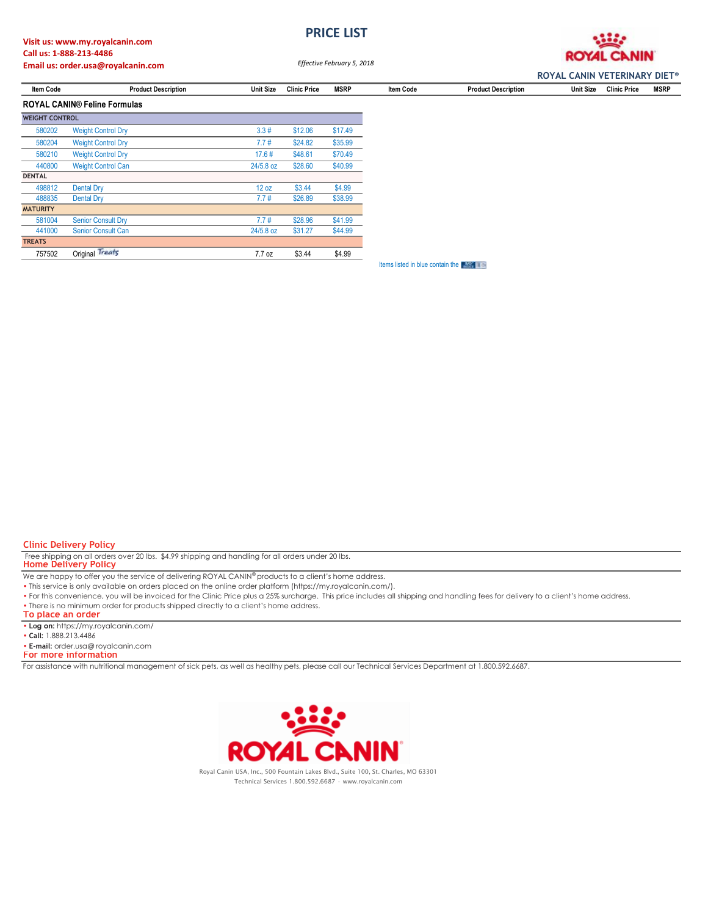Visit us: www.my.royalcanin.com
Call us: 1-888-213-4486
Email us: order.usa@royalcanin.com

# PRICE LIST

*Effective February 5, 2018*

ROYAL CANIN VETERINARY DIET®

| Item Code | Product Description | Unit Size | Clinic Price | MSRP |
|---|---|---|---|---|
| **ROYAL CANIN® Feline Formulas** | | | | |
| WEIGHT CONTROL | | | | |
| 580202 | Weight Control Dry | 3.3 # | $12.06 | $17.49 |
| 580204 | Weight Control Dry | 7.7 # | $24.82 | $35.99 |
| 580210 | Weight Control Dry | 17.6 # | $48.61 | $70.49 |
| 440800 | Weight Control Can | 24/5.8 oz | $28.60 | $40.99 |
| DENTAL | | | | |
| 498812 | Dental Dry | 12 oz | $3.44 | $4.99 |
| 488835 | Dental Dry | 7.7 # | $26.89 | $38.99 |
| MATURITY | | | | |
| 581004 | Senior Consult Dry | 7.7 # | $28.96 | $41.99 |
| 441000 | Senior Consult Can | 24/5.8 oz | $31.27 | $44.99 |
| TREATS | | | | |
| 757502 | Original Treats | 7.7 oz | $3.44 | $4.99 |

Items listed in blue contain the

## Clinic Delivery Policy

Free shipping on all orders over 20 lbs. $4.99 shipping and handling for all orders under 20 lbs.

## Home Delivery Policy

We are happy to offer you the service of delivering ROYAL CANIN® products to a client's home address.

- This service is only available on orders placed on the online order platform (https://my.royalcanin.com/).
- For this convenience, you will be invoiced for the Clinic Price plus a 25% surcharge. This price includes all shipping and handling fees for delivery to a client's home address.
- There is no minimum order for products shipped directly to a client's home address.

## To place an order

- **Log on:** https://my.royalcanin.com/
- **Call:** 1.888.213.4486
- **E-mail:** order.usa@royalcanin.com

## For more information

For assistance with nutritional management of sick pets, as well as healthy pets, please call our Technical Services Department at 1.800.592.6687.

ROYAL CANIN

Royal Canin USA, Inc., 500 Fountain Lakes Blvd., Suite 100, St. Charles, MO 63301
Technical Services 1.800.592.6687 · www.royalcanin.com